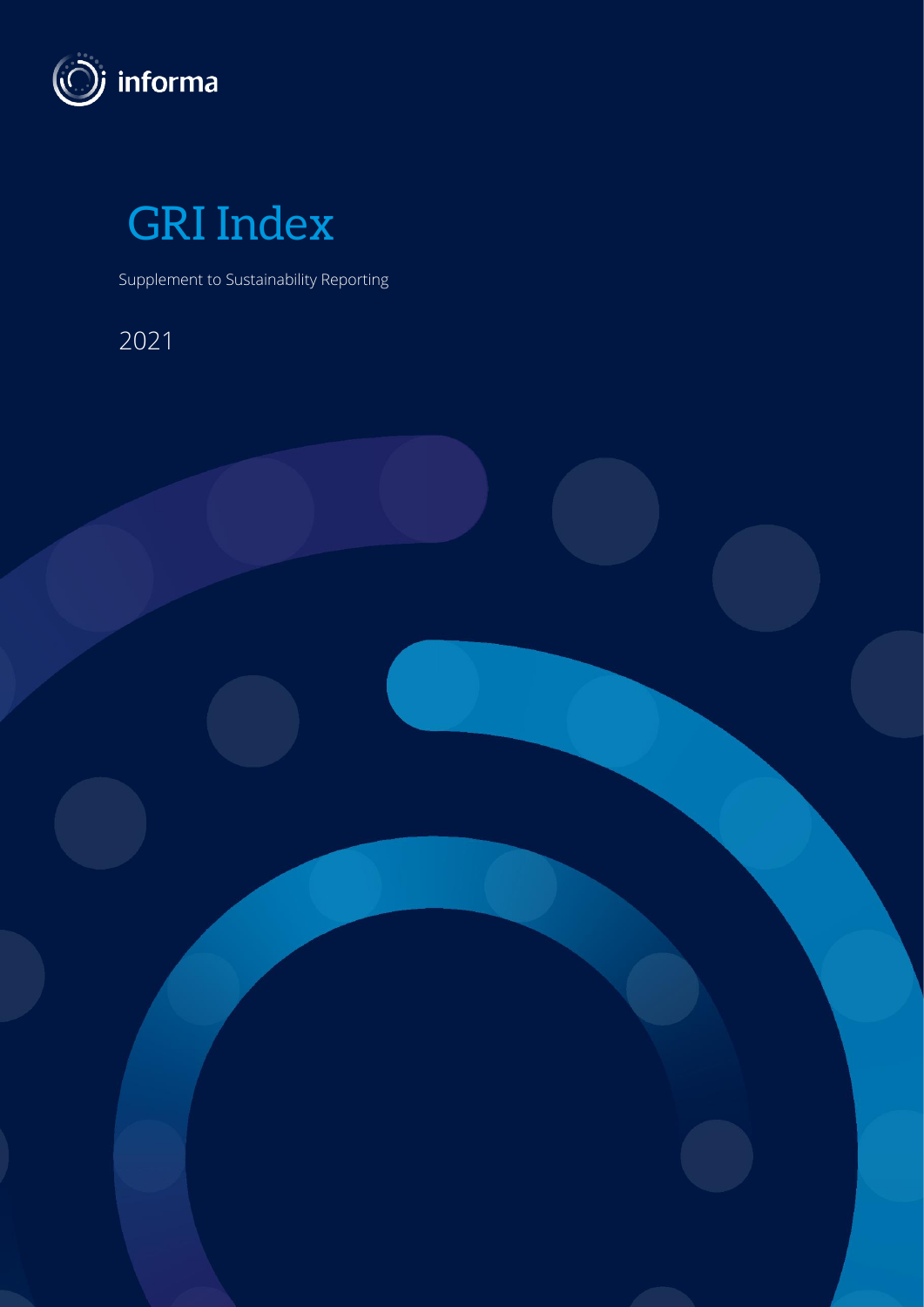informa

# GRI Index

Supplement to Sustainability Reporting

2021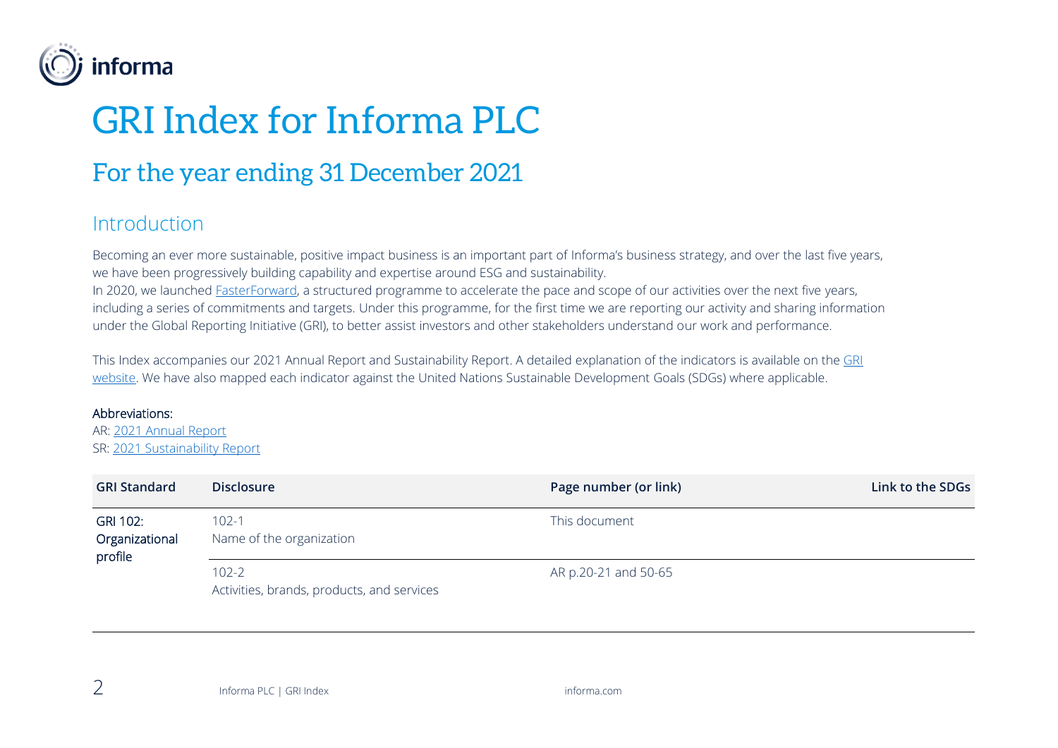# GRI Index for Informa PLC

## For the year ending 31 December 2021

### Introduction

Becoming an ever more sustainable, positive impact business is an important part of Informa's business strategy, and over the last five years, we have been progressively building capability and expertise around ESG and sustainability.
In 2020, we launched FasterForward, a structured programme to accelerate the pace and scope of our activities over the next five years, including a series of commitments and targets. Under this programme, for the first time we are reporting our activity and sharing information under the Global Reporting Initiative (GRI), to better assist investors and other stakeholders understand our work and performance.

This Index accompanies our 2021 Annual Report and Sustainability Report. A detailed explanation of the indicators is available on the GRI website. We have also mapped each indicator against the United Nations Sustainable Development Goals (SDGs) where applicable.

Abbreviations:
AR: 2021 Annual Report
SR: 2021 Sustainability Report

| GRI Standard | Disclosure | Page number (or link) | Link to the SDGs |
| --- | --- | --- | --- |
| GRI 102: Organizational profile | 102-1 Name of the organization | This document | |
| | 102-2 Activities, brands, products, and services | AR p.20-21 and 50-65 | |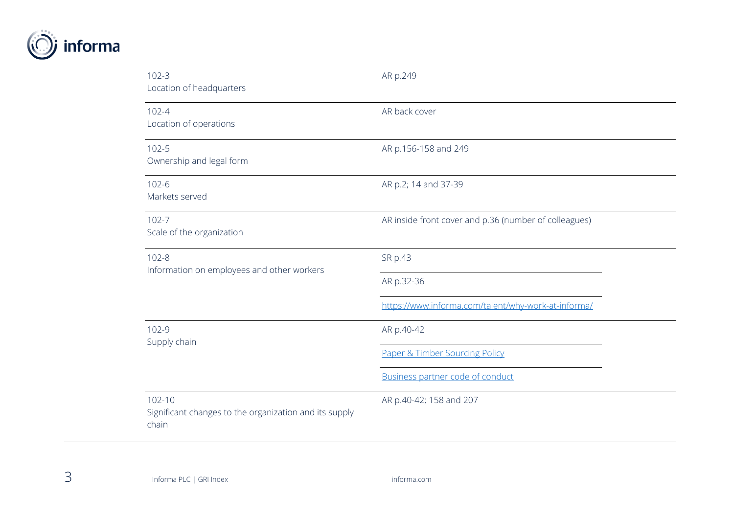| | |
|---|---|
| 102-3<br>Location of headquarters | AR p.249 |
| 102-4<br>Location of operations | AR back cover |
| 102-5<br>Ownership and legal form | AR p.156-158 and 249 |
| 102-6<br>Markets served | AR p.2; 14 and 37-39 |
| 102-7<br>Scale of the organization | AR inside front cover and p.36 (number of colleagues) |
| 102-8<br>Information on employees and other workers | SR p.43<br>AR p.32-36<br>[https://www.informa.com/talent/why-work-at-informa/](https://www.informa.com/talent/why-work-at-informa/) |
| 102-9<br>Supply chain | AR p.40-42<br>Paper & Timber Sourcing Policy<br>Business partner code of conduct |
| 102-10<br>Significant changes to the organization and its supply chain | AR p.40-42; 158 and 207 |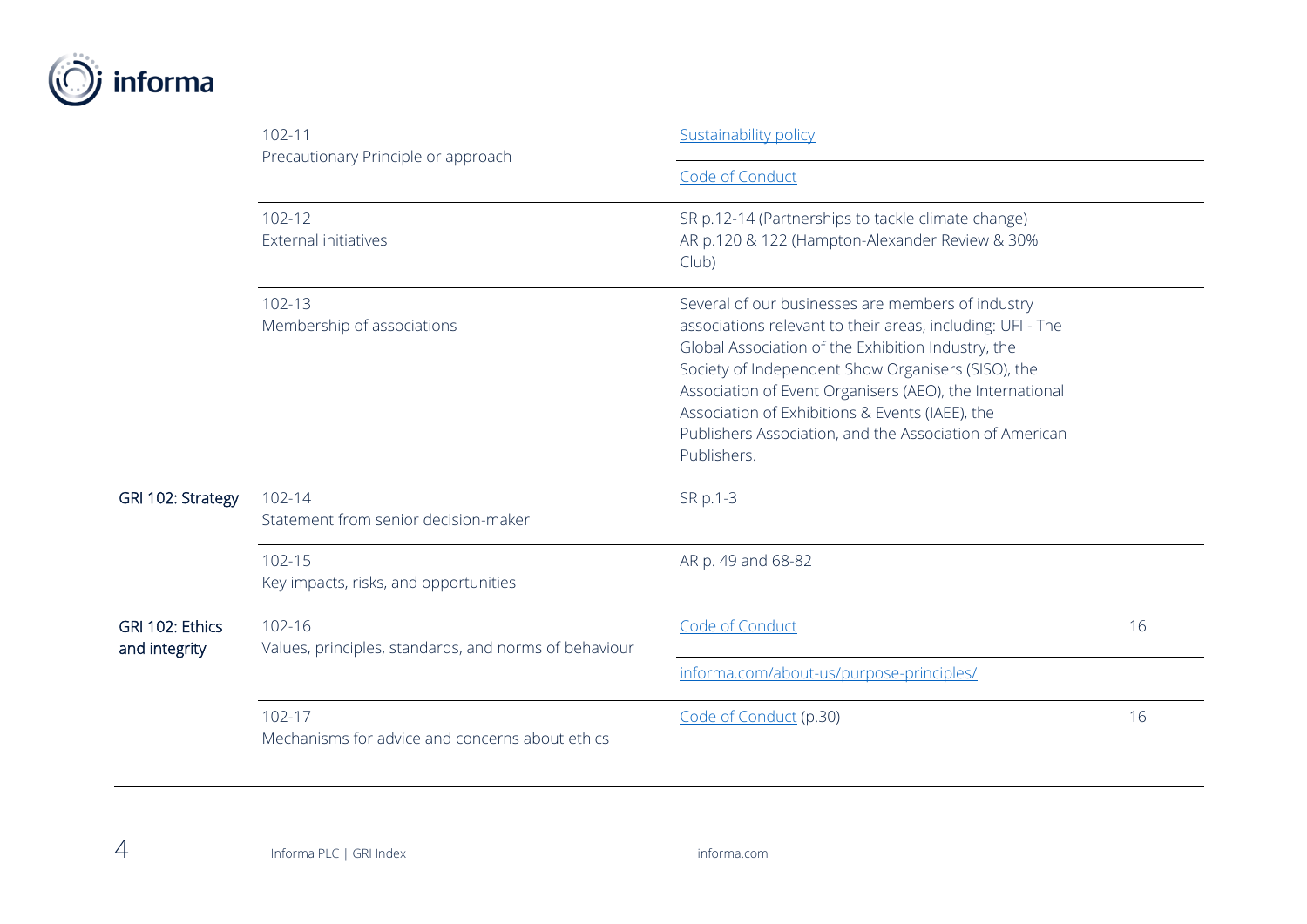| | | | |
|---|---|---|---|
| | 102-11<br>Precautionary Principle or approach | Sustainability policy | |
| | | Code of Conduct | |
| | 102-12<br>External initiatives | SR p.12-14 (Partnerships to tackle climate change)<br>AR p.120 & 122 (Hampton-Alexander Review & 30% Club) | |
| | 102-13<br>Membership of associations | Several of our businesses are members of industry associations relevant to their areas, including: UFI - The Global Association of the Exhibition Industry, the Society of Independent Show Organisers (SISO), the Association of Event Organisers (AEO), the International Association of Exhibitions & Events (IAEE), the Publishers Association, and the Association of American Publishers. | |
| **GRI 102: Strategy** | 102-14<br>Statement from senior decision-maker | SR p.1-3 | |
| | 102-15<br>Key impacts, risks, and opportunities | AR p. 49 and 68-82 | |
| **GRI 102: Ethics and integrity** | 102-16<br>Values, principles, standards, and norms of behaviour | Code of Conduct | 16 |
| | | informa.com/about-us/purpose-principles/ | |
| | 102-17<br>Mechanisms for advice and concerns about ethics | Code of Conduct (p.30) | 16 |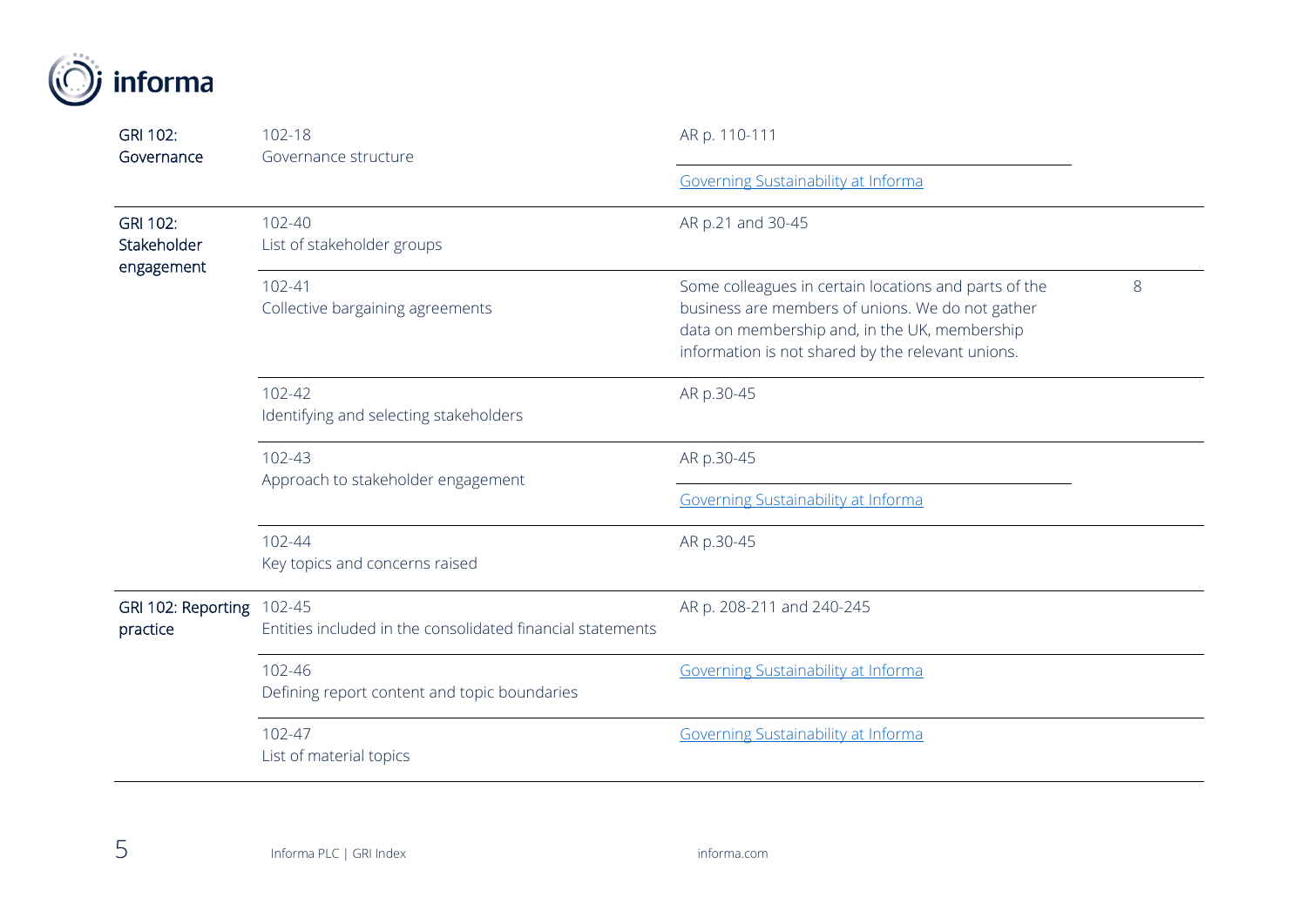| | | | |
|---|---|---|---|
| GRI 102: Governance | 102-18<br>Governance structure | AR p. 110-111<br>Governing Sustainability at Informa | |
| GRI 102: Stakeholder engagement | 102-40<br>List of stakeholder groups | AR p.21 and 30-45 | |
| | 102-41<br>Collective bargaining agreements | Some colleagues in certain locations and parts of the business are members of unions. We do not gather data on membership and, in the UK, membership information is not shared by the relevant unions. | 8 |
| | 102-42<br>Identifying and selecting stakeholders | AR p.30-45 | |
| | 102-43<br>Approach to stakeholder engagement | AR p.30-45<br>Governing Sustainability at Informa | |
| | 102-44<br>Key topics and concerns raised | AR p.30-45 | |
| GRI 102: Reporting practice | 102-45<br>Entities included in the consolidated financial statements | AR p. 208-211 and 240-245 | |
| | 102-46<br>Defining report content and topic boundaries | Governing Sustainability at Informa | |
| | 102-47<br>List of material topics | Governing Sustainability at Informa | |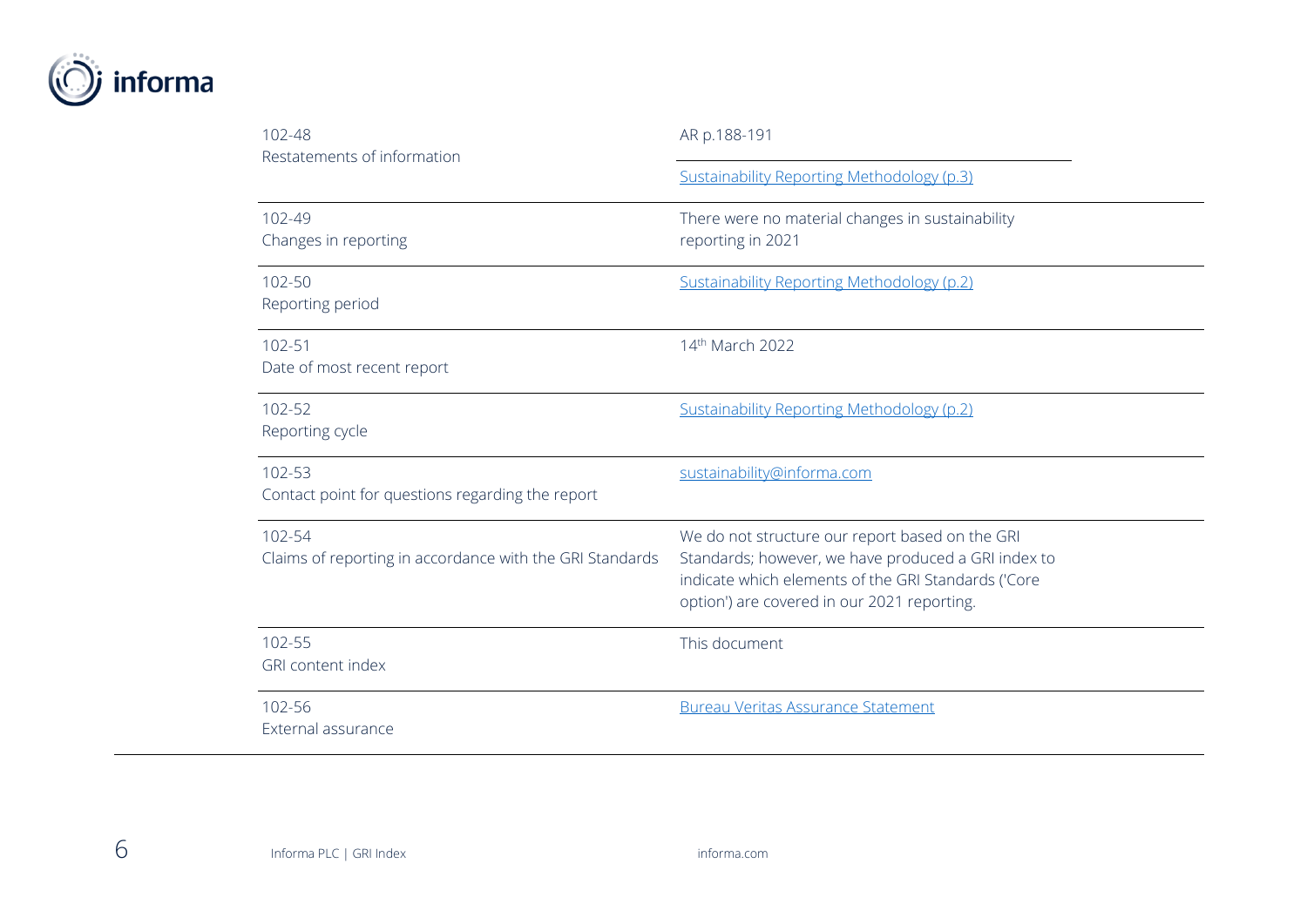| | |
|---|---|
| 102-48<br>Restatements of information | AR p.188-191<br>Sustainability Reporting Methodology (p.3) |
| 102-49<br>Changes in reporting | There were no material changes in sustainability reporting in 2021 |
| 102-50<br>Reporting period | Sustainability Reporting Methodology (p.2) |
| 102-51<br>Date of most recent report | 14th March 2022 |
| 102-52<br>Reporting cycle | Sustainability Reporting Methodology (p.2) |
| 102-53<br>Contact point for questions regarding the report | sustainability@informa.com |
| 102-54<br>Claims of reporting in accordance with the GRI Standards | We do not structure our report based on the GRI Standards; however, we have produced a GRI index to indicate which elements of the GRI Standards ('Core option') are covered in our 2021 reporting. |
| 102-55<br>GRI content index | This document |
| 102-56<br>External assurance | Bureau Veritas Assurance Statement |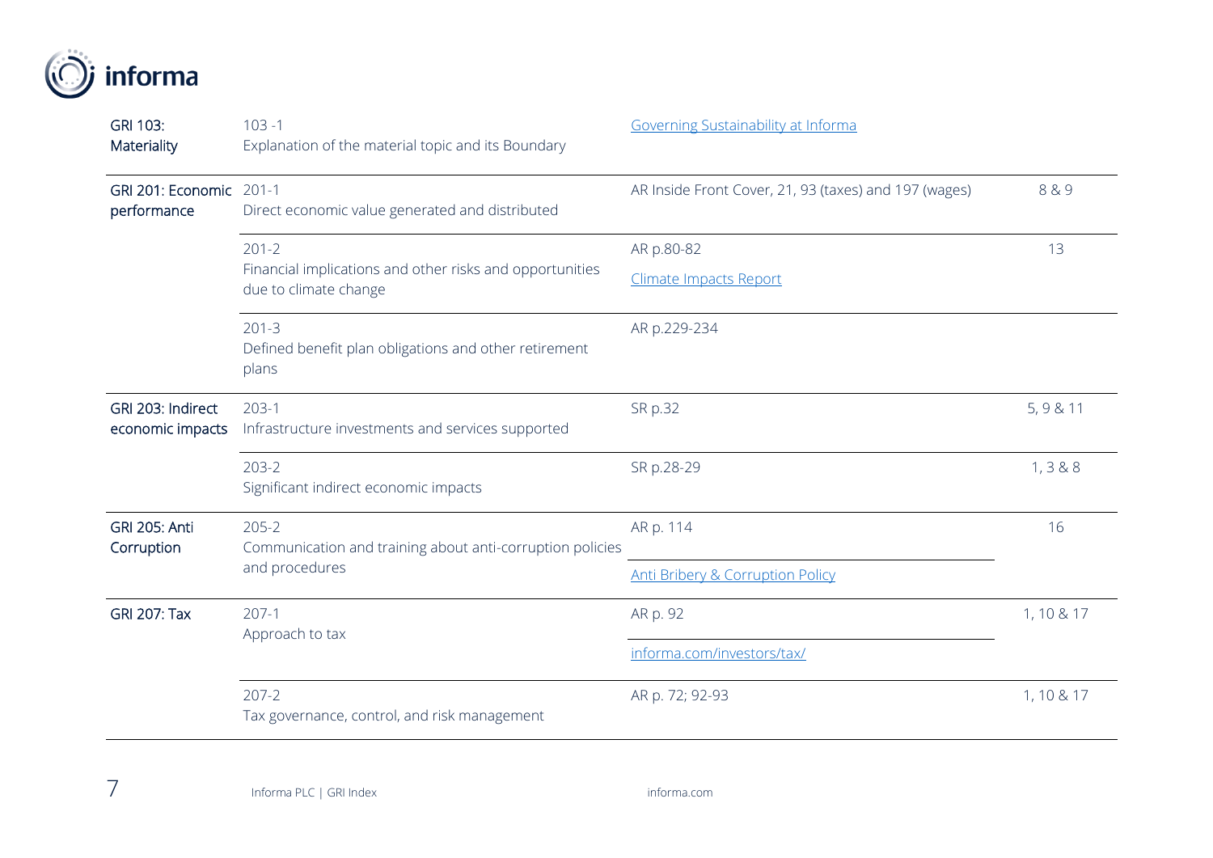| | | | |
|---|---|---|---|
| GRI 103: Materiality | 103 -1 Explanation of the material topic and its Boundary | Governing Sustainability at Informa | |
| GRI 201: Economic performance | 201-1 Direct economic value generated and distributed | AR Inside Front Cover, 21, 93 (taxes) and 197 (wages) | 8 & 9 |
| | 201-2 Financial implications and other risks and opportunities due to climate change | AR p.80-82<br>Climate Impacts Report | 13 |
| | 201-3 Defined benefit plan obligations and other retirement plans | AR p.229-234 | |
| GRI 203: Indirect economic impacts | 203-1 Infrastructure investments and services supported | SR p.32 | 5, 9 & 11 |
| | 203-2 Significant indirect economic impacts | SR p.28-29 | 1, 3 & 8 |
| GRI 205: Anti Corruption | 205-2 Communication and training about anti-corruption policies and procedures | AR p. 114<br>Anti Bribery & Corruption Policy | 16 |
| GRI 207: Tax | 207-1 Approach to tax | AR p. 92<br>informa.com/investors/tax/ | 1, 10 & 17 |
| | 207-2 Tax governance, control, and risk management | AR p. 72; 92-93 | 1, 10 & 17 |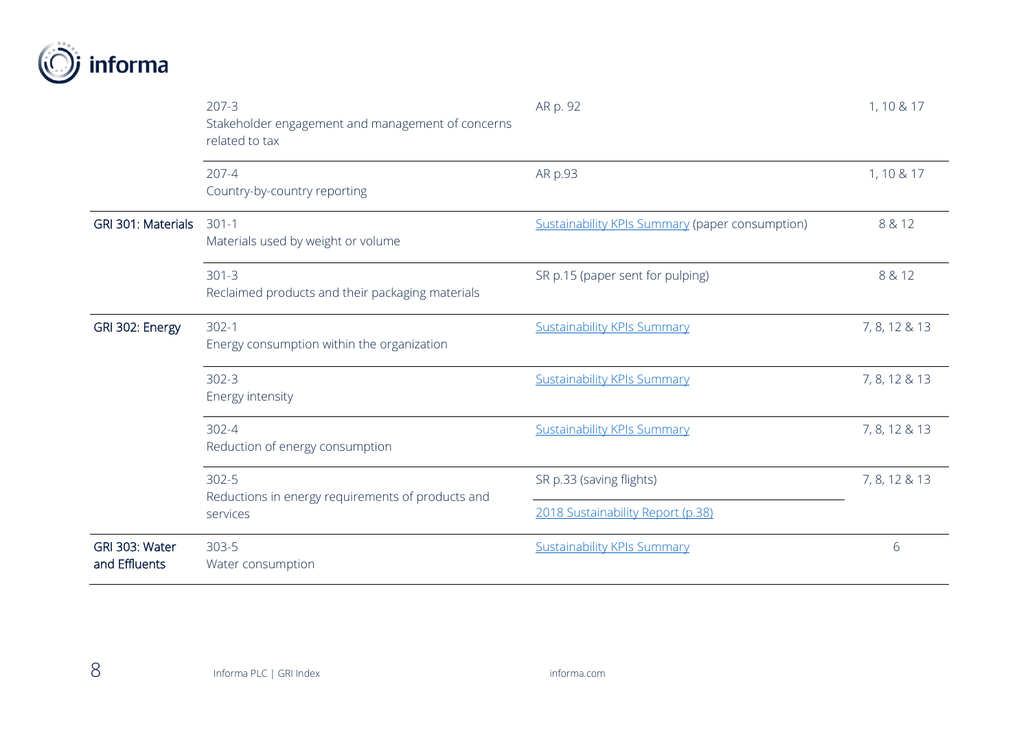| | | | |
|---|---|---|---|
| | 207-3<br>Stakeholder engagement and management of concerns related to tax | AR p. 92 | 1, 10 & 17 |
| | 207-4<br>Country-by-country reporting | AR p.93 | 1, 10 & 17 |
| **GRI 301: Materials** | 301-1<br>Materials used by weight or volume | Sustainability KPIs Summary (paper consumption) | 8 & 12 |
| | 301-3<br>Reclaimed products and their packaging materials | SR p.15 (paper sent for pulping) | 8 & 12 |
| **GRI 302: Energy** | 302-1<br>Energy consumption within the organization | Sustainability KPIs Summary | 7, 8, 12 & 13 |
| | 302-3<br>Energy intensity | Sustainability KPIs Summary | 7, 8, 12 & 13 |
| | 302-4<br>Reduction of energy consumption | Sustainability KPIs Summary | 7, 8, 12 & 13 |
| | 302-5<br>Reductions in energy requirements of products and services | SR p.33 (saving flights)<br>2018 Sustainability Report (p.38) | 7, 8, 12 & 13 |
| **GRI 303: Water and Effluents** | 303-5<br>Water consumption | Sustainability KPIs Summary | 6 |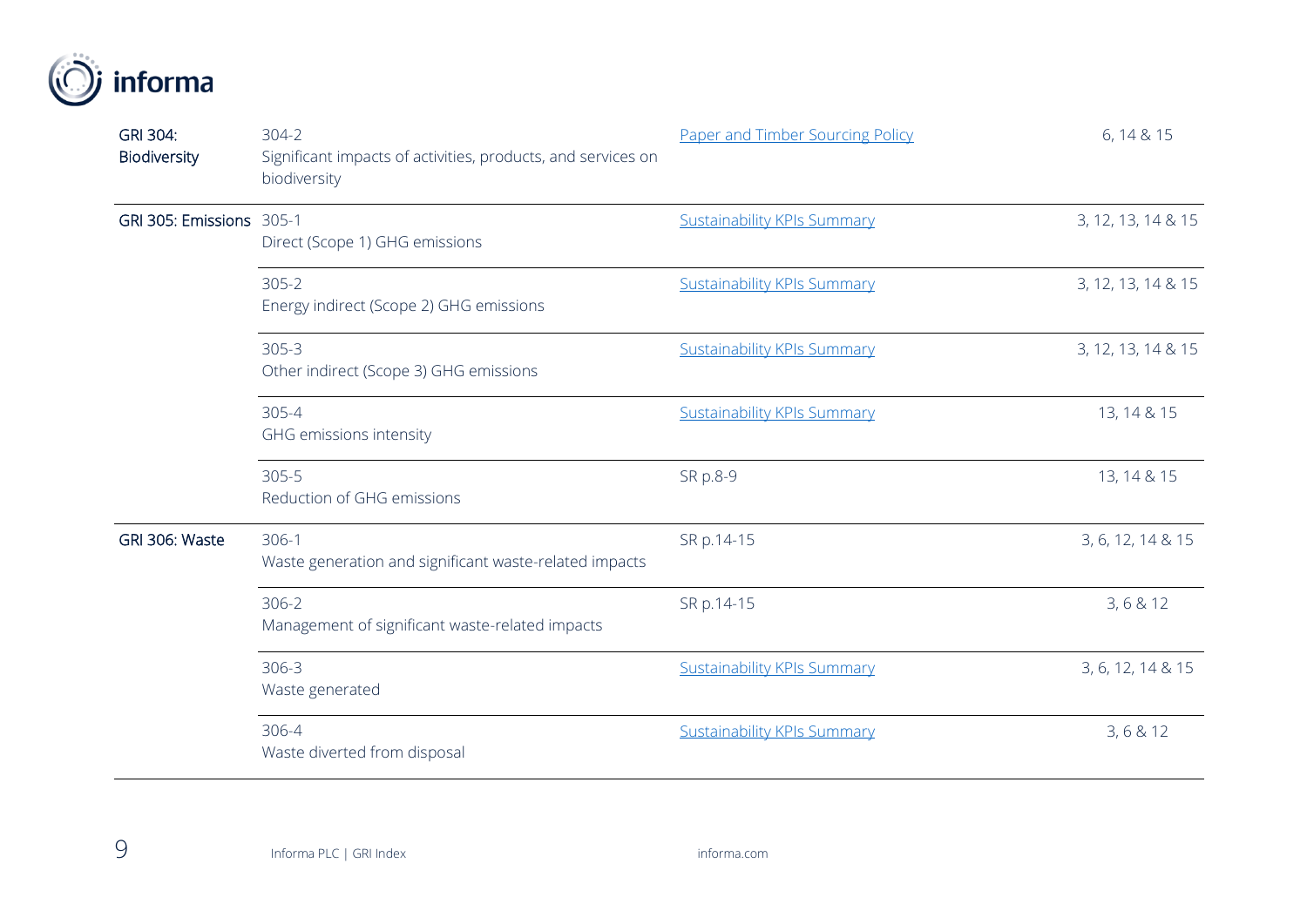| | | | |
|---|---|---|---|
| GRI 304: Biodiversity | 304-2<br>Significant impacts of activities, products, and services on biodiversity | Paper and Timber Sourcing Policy | 6, 14 & 15 |
| GRI 305: Emissions | 305-1<br>Direct (Scope 1) GHG emissions | Sustainability KPIs Summary | 3, 12, 13, 14 & 15 |
| | 305-2<br>Energy indirect (Scope 2) GHG emissions | Sustainability KPIs Summary | 3, 12, 13, 14 & 15 |
| | 305-3<br>Other indirect (Scope 3) GHG emissions | Sustainability KPIs Summary | 3, 12, 13, 14 & 15 |
| | 305-4<br>GHG emissions intensity | Sustainability KPIs Summary | 13, 14 & 15 |
| | 305-5<br>Reduction of GHG emissions | SR p.8-9 | 13, 14 & 15 |
| GRI 306: Waste | 306-1<br>Waste generation and significant waste-related impacts | SR p.14-15 | 3, 6, 12, 14 & 15 |
| | 306-2<br>Management of significant waste-related impacts | SR p.14-15 | 3, 6 & 12 |
| | 306-3<br>Waste generated | Sustainability KPIs Summary | 3, 6, 12, 14 & 15 |
| | 306-4<br>Waste diverted from disposal | Sustainability KPIs Summary | 3, 6 & 12 |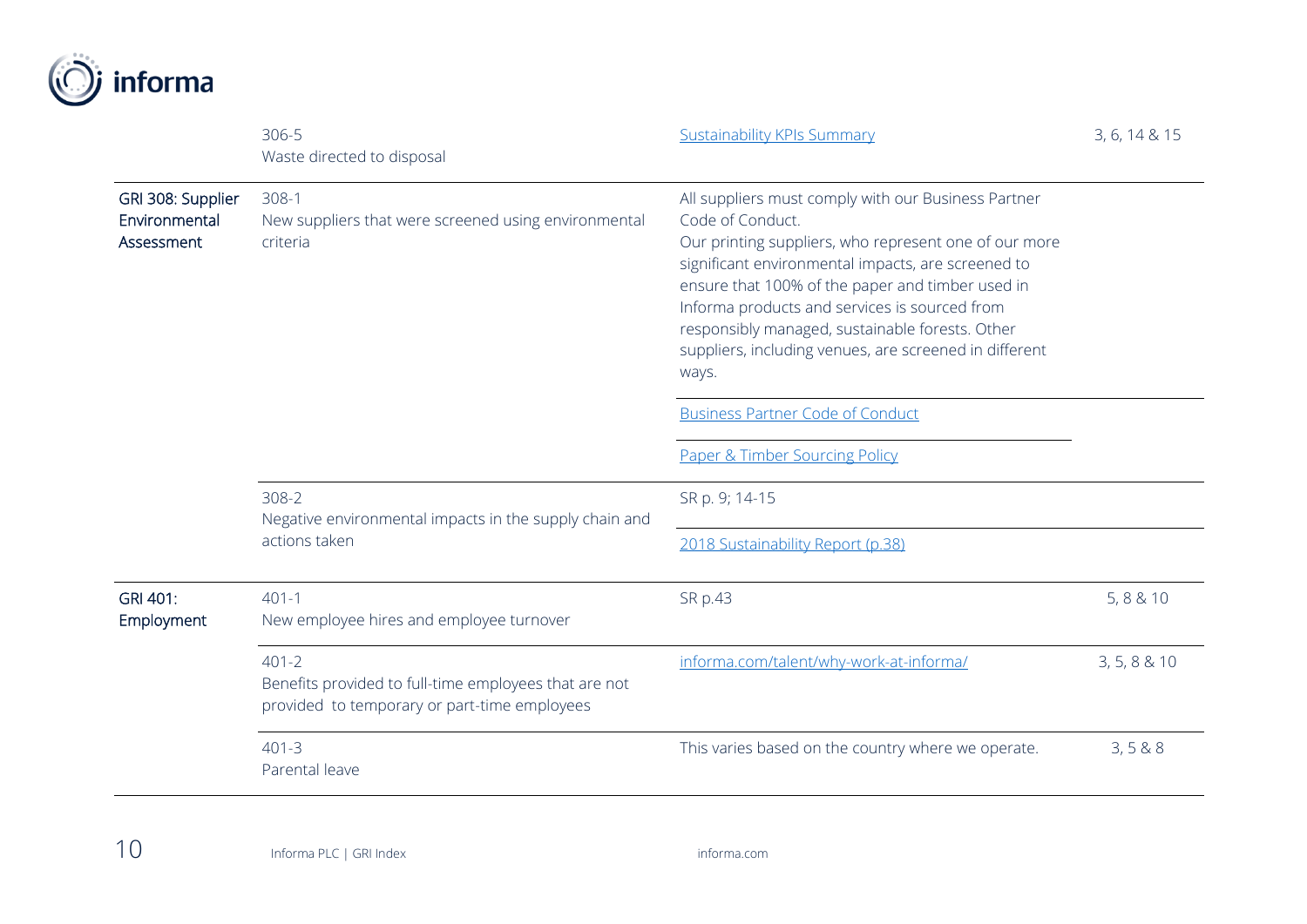| | | | |
|---|---|---|---|
| | 306-5<br>Waste directed to disposal | [Sustainability KPIs Summary]() | 3, 6, 14 & 15 |
| GRI 308: Supplier Environmental Assessment | 308-1<br>New suppliers that were screened using environmental criteria | All suppliers must comply with our Business Partner Code of Conduct.<br>Our printing suppliers, who represent one of our more significant environmental impacts, are screened to ensure that 100% of the paper and timber used in Informa products and services is sourced from responsibly managed, sustainable forests. Other suppliers, including venues, are screened in different ways. | |
| | | [Business Partner Code of Conduct]() | |
| | | [Paper & Timber Sourcing Policy]() | |
| | 308-2<br>Negative environmental impacts in the supply chain and actions taken | SR p. 9; 14-15 | |
| | | [2018 Sustainability Report (p.38)]() | |
| GRI 401: Employment | 401-1<br>New employee hires and employee turnover | SR p.43 | 5, 8 & 10 |
| | 401-2<br>Benefits provided to full-time employees that are not provided to temporary or part-time employees | [informa.com/talent/why-work-at-informa/]() | 3, 5, 8 & 10 |
| | 401-3<br>Parental leave | This varies based on the country where we operate. | 3, 5 & 8 |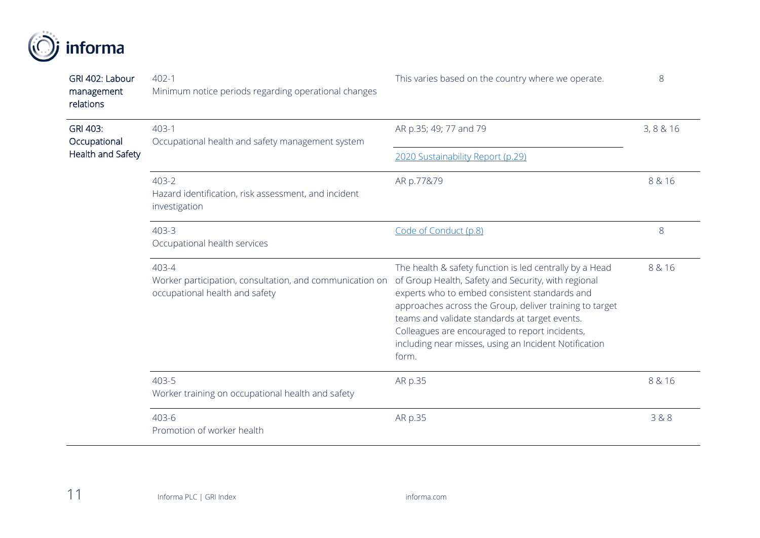| | | | |
|---|---|---|---|
| GRI 402: Labour management relations | 402-1<br>Minimum notice periods regarding operational changes | This varies based on the country where we operate. | 8 |
| GRI 403: Occupational Health and Safety | 403-1<br>Occupational health and safety management system | AR p.35; 49; 77 and 79<br>2020 Sustainability Report (p.29) | 3, 8 & 16 |
| | 403-2<br>Hazard identification, risk assessment, and incident investigation | AR p.77&79 | 8 & 16 |
| | 403-3<br>Occupational health services | Code of Conduct (p.8) | 8 |
| | 403-4<br>Worker participation, consultation, and communication on occupational health and safety | The health & safety function is led centrally by a Head of Group Health, Safety and Security, with regional experts who to embed consistent standards and approaches across the Group, deliver training to target teams and validate standards at target events. Colleagues are encouraged to report incidents, including near misses, using an Incident Notification form. | 8 & 16 |
| | 403-5<br>Worker training on occupational health and safety | AR p.35 | 8 & 16 |
| | 403-6<br>Promotion of worker health | AR p.35 | 3 & 8 |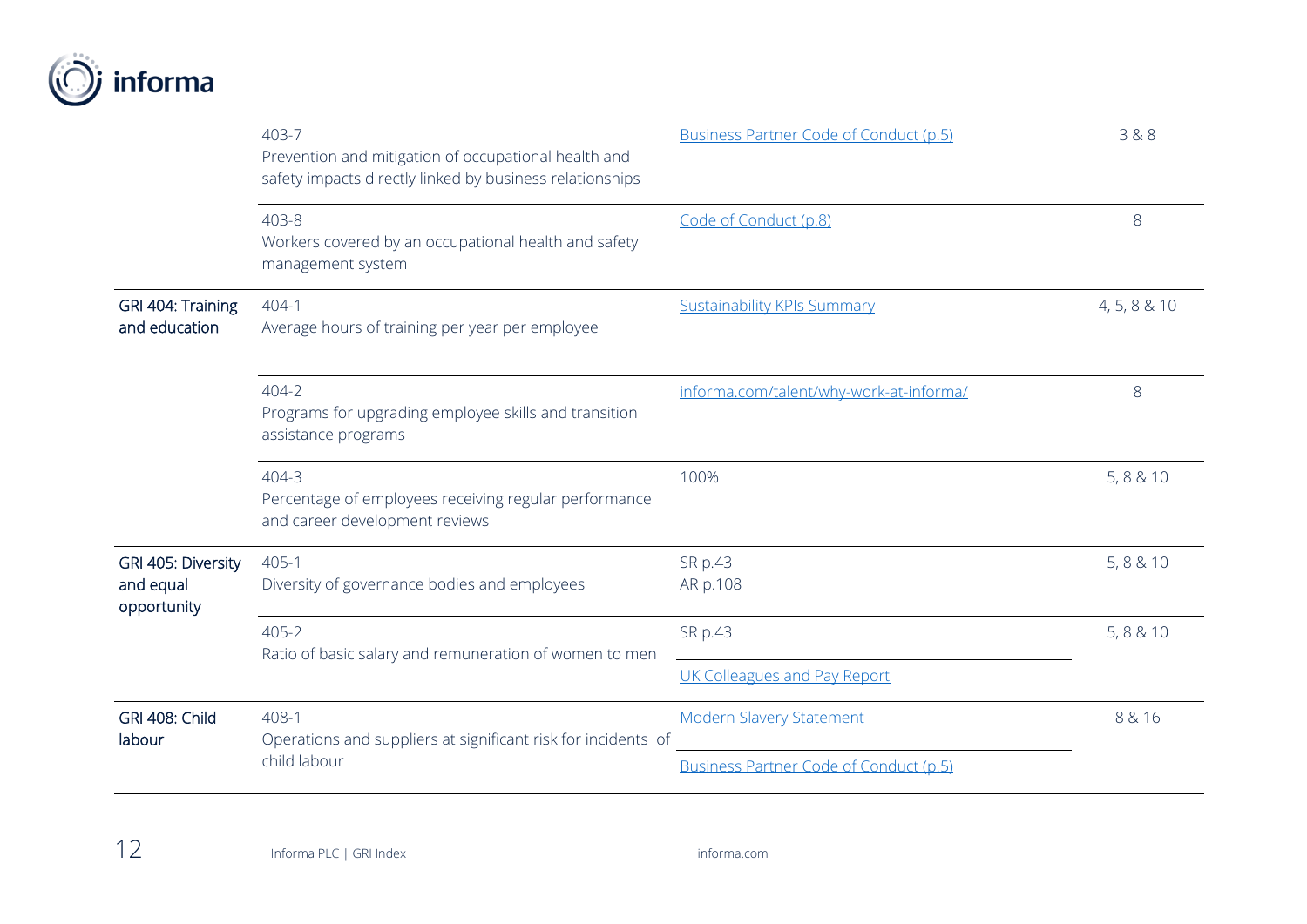| | | | |
|---|---|---|---|
| | 403-7<br>Prevention and mitigation of occupational health and safety impacts directly linked by business relationships | Business Partner Code of Conduct (p.5) | 3 & 8 |
| | 403-8<br>Workers covered by an occupational health and safety management system | Code of Conduct (p.8) | 8 |
| GRI 404: Training and education | 404-1<br>Average hours of training per year per employee | Sustainability KPIs Summary | 4, 5, 8 & 10 |
| | 404-2<br>Programs for upgrading employee skills and transition assistance programs | informa.com/talent/why-work-at-informa/ | 8 |
| | 404-3<br>Percentage of employees receiving regular performance and career development reviews | 100% | 5, 8 & 10 |
| GRI 405: Diversity and equal opportunity | 405-1<br>Diversity of governance bodies and employees | SR p.43<br>AR p.108 | 5, 8 & 10 |
| | 405-2<br>Ratio of basic salary and remuneration of women to men | SR p.43<br>UK Colleagues and Pay Report | 5, 8 & 10 |
| GRI 408: Child labour | 408-1<br>Operations and suppliers at significant risk for incidents of child labour | Modern Slavery Statement<br>Business Partner Code of Conduct (p.5) | 8 & 16 |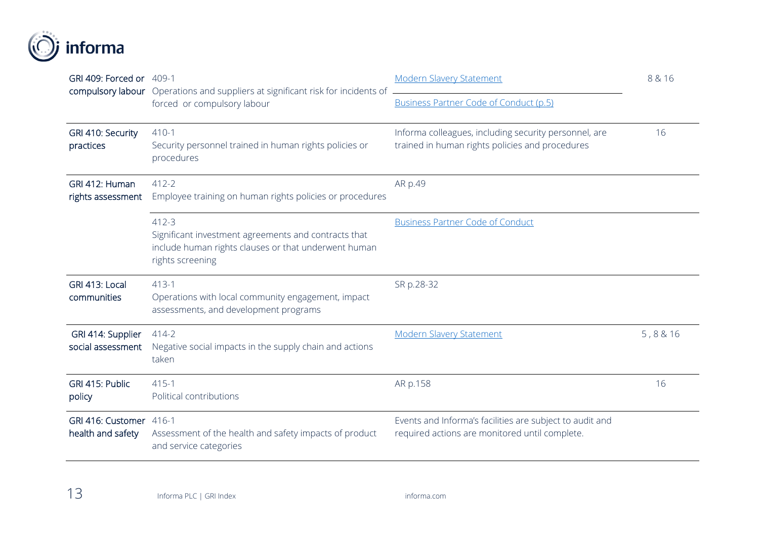| | | | |
|---|---|---|---|
| GRI 409: Forced or compulsory labour | 409-1<br>Operations and suppliers at significant risk for incidents of forced or compulsory labour | Modern Slavery Statement<br>Business Partner Code of Conduct (p.5) | 8 & 16 |
| GRI 410: Security practices | 410-1<br>Security personnel trained in human rights policies or procedures | Informa colleagues, including security personnel, are trained in human rights policies and procedures | 16 |
| GRI 412: Human rights assessment | 412-2<br>Employee training on human rights policies or procedures | AR p.49 | |
| | 412-3<br>Significant investment agreements and contracts that include human rights clauses or that underwent human rights screening | Business Partner Code of Conduct | |
| GRI 413: Local communities | 413-1<br>Operations with local community engagement, impact assessments, and development programs | SR p.28-32 | |
| GRI 414: Supplier social assessment | 414-2<br>Negative social impacts in the supply chain and actions taken | Modern Slavery Statement | 5 , 8 & 16 |
| GRI 415: Public policy | 415-1<br>Political contributions | AR p.158 | 16 |
| GRI 416: Customer health and safety | 416-1<br>Assessment of the health and safety impacts of product and service categories | Events and Informa's facilities are subject to audit and required actions are monitored until complete. | |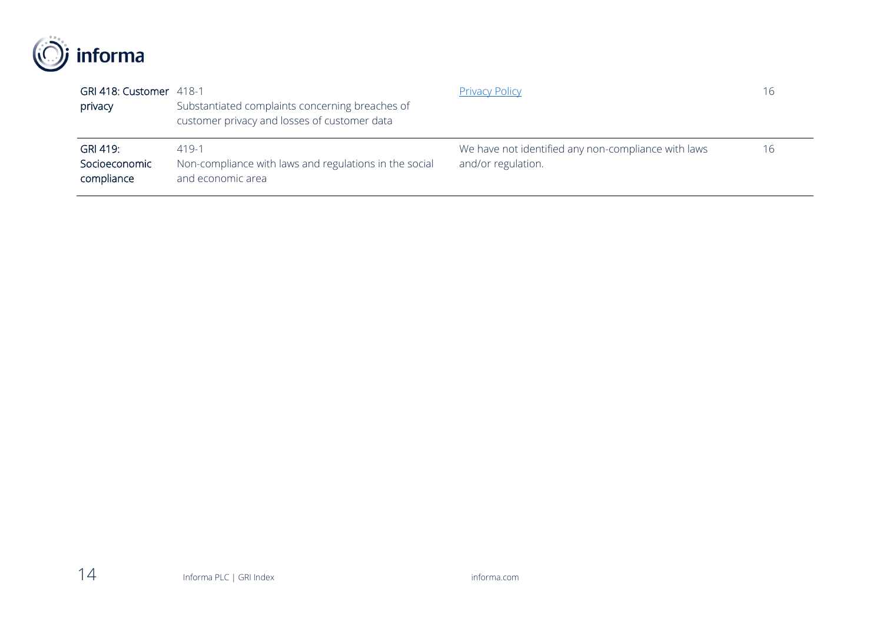| | | | |
|---|---|---|---|
| **GRI 418: Customer privacy** | 418-1<br>Substantiated complaints concerning breaches of customer privacy and losses of customer data | Privacy Policy | 16 |
| **GRI 419: Socioeconomic compliance** | 419-1<br>Non-compliance with laws and regulations in the social and economic area | We have not identified any non-compliance with laws and/or regulation. | 16 |